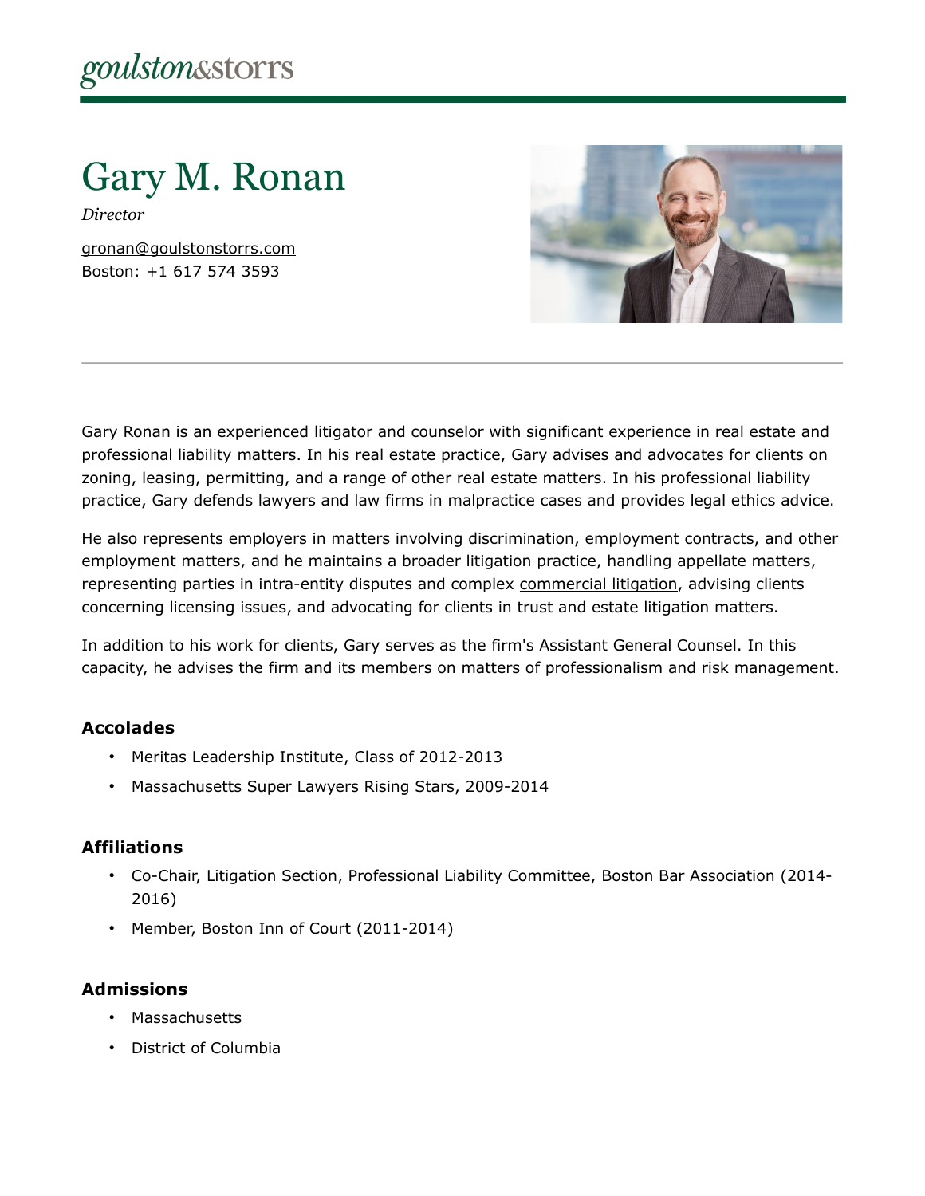goulston&storrs

# Gary M. Ronan

*Director*

gronan@goulstonstorrs.com
Boston: +1 617 574 3593

Gary Ronan is an experienced litigator and counselor with significant experience in real estate and professional liability matters. In his real estate practice, Gary advises and advocates for clients on zoning, leasing, permitting, and a range of other real estate matters. In his professional liability practice, Gary defends lawyers and law firms in malpractice cases and provides legal ethics advice.

He also represents employers in matters involving discrimination, employment contracts, and other employment matters, and he maintains a broader litigation practice, handling appellate matters, representing parties in intra-entity disputes and complex commercial litigation, advising clients concerning licensing issues, and advocating for clients in trust and estate litigation matters.

In addition to his work for clients, Gary serves as the firm's Assistant General Counsel. In this capacity, he advises the firm and its members on matters of professionalism and risk management.

### Accolades

- Meritas Leadership Institute, Class of 2012-2013
- Massachusetts Super Lawyers Rising Stars, 2009-2014

### Affiliations

- Co-Chair, Litigation Section, Professional Liability Committee, Boston Bar Association (2014-2016)
- Member, Boston Inn of Court (2011-2014)

### Admissions

- Massachusetts
- District of Columbia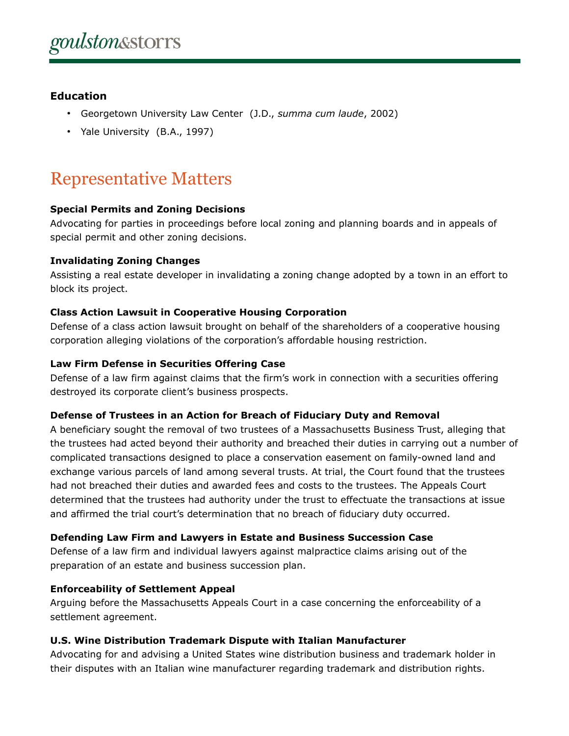### Education

- Georgetown University Law Center (J.D., *summa cum laude*, 2002)
- Yale University (B.A., 1997)

## Representative Matters

**Special Permits and Zoning Decisions**
Advocating for parties in proceedings before local zoning and planning boards and in appeals of special permit and other zoning decisions.

**Invalidating Zoning Changes**
Assisting a real estate developer in invalidating a zoning change adopted by a town in an effort to block its project.

**Class Action Lawsuit in Cooperative Housing Corporation**
Defense of a class action lawsuit brought on behalf of the shareholders of a cooperative housing corporation alleging violations of the corporation's affordable housing restriction.

**Law Firm Defense in Securities Offering Case**
Defense of a law firm against claims that the firm's work in connection with a securities offering destroyed its corporate client's business prospects.

**Defense of Trustees in an Action for Breach of Fiduciary Duty and Removal**
A beneficiary sought the removal of two trustees of a Massachusetts Business Trust, alleging that the trustees had acted beyond their authority and breached their duties in carrying out a number of complicated transactions designed to place a conservation easement on family-owned land and exchange various parcels of land among several trusts. At trial, the Court found that the trustees had not breached their duties and awarded fees and costs to the trustees. The Appeals Court determined that the trustees had authority under the trust to effectuate the transactions at issue and affirmed the trial court's determination that no breach of fiduciary duty occurred.

**Defending Law Firm and Lawyers in Estate and Business Succession Case**
Defense of a law firm and individual lawyers against malpractice claims arising out of the preparation of an estate and business succession plan.

**Enforceability of Settlement Appeal**
Arguing before the Massachusetts Appeals Court in a case concerning the enforceability of a settlement agreement.

**U.S. Wine Distribution Trademark Dispute with Italian Manufacturer**
Advocating for and advising a United States wine distribution business and trademark holder in their disputes with an Italian wine manufacturer regarding trademark and distribution rights.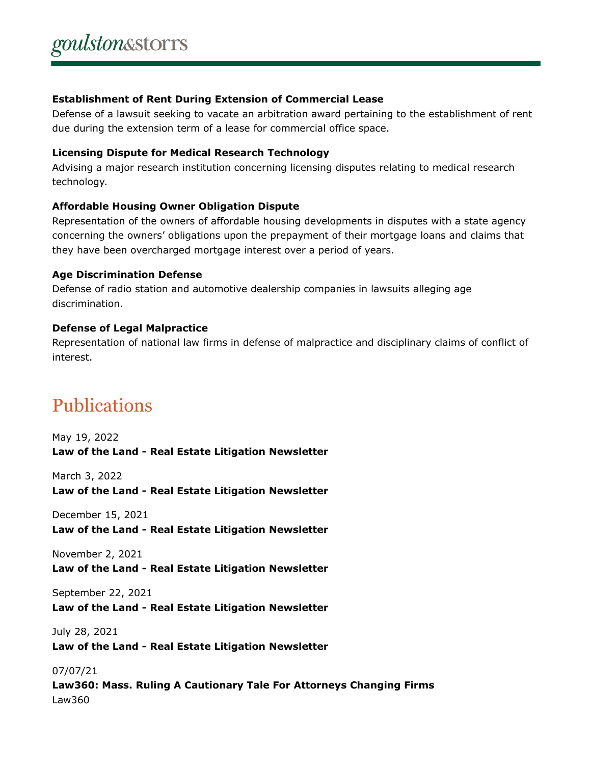**Establishment of Rent During Extension of Commercial Lease**

Defense of a lawsuit seeking to vacate an arbitration award pertaining to the establishment of rent due during the extension term of a lease for commercial office space.

**Licensing Dispute for Medical Research Technology**

Advising a major research institution concerning licensing disputes relating to medical research technology.

**Affordable Housing Owner Obligation Dispute**

Representation of the owners of affordable housing developments in disputes with a state agency concerning the owners' obligations upon the prepayment of their mortgage loans and claims that they have been overcharged mortgage interest over a period of years.

**Age Discrimination Defense**

Defense of radio station and automotive dealership companies in lawsuits alleging age discrimination.

**Defense of Legal Malpractice**

Representation of national law firms in defense of malpractice and disciplinary claims of conflict of interest.

## Publications

May 19, 2022
**Law of the Land - Real Estate Litigation Newsletter**

March 3, 2022
**Law of the Land - Real Estate Litigation Newsletter**

December 15, 2021
**Law of the Land - Real Estate Litigation Newsletter**

November 2, 2021
**Law of the Land - Real Estate Litigation Newsletter**

September 22, 2021
**Law of the Land - Real Estate Litigation Newsletter**

July 28, 2021
**Law of the Land - Real Estate Litigation Newsletter**

07/07/21
**Law360: Mass. Ruling A Cautionary Tale For Attorneys Changing Firms**
Law360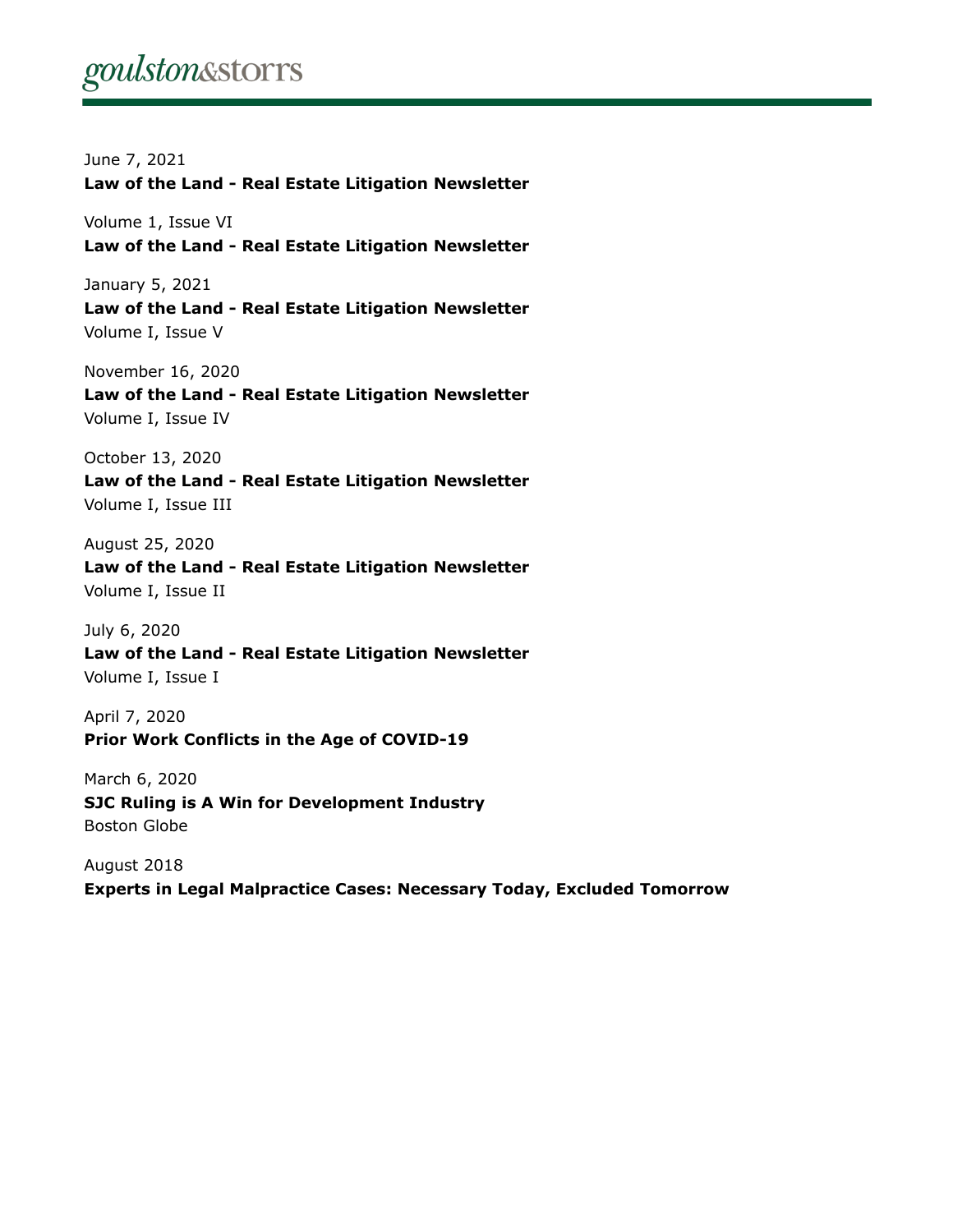goulston&storrs

June 7, 2021
**Law of the Land - Real Estate Litigation Newsletter**

Volume 1, Issue VI
**Law of the Land - Real Estate Litigation Newsletter**

January 5, 2021
**Law of the Land - Real Estate Litigation Newsletter**
Volume I, Issue V

November 16, 2020
**Law of the Land - Real Estate Litigation Newsletter**
Volume I, Issue IV

October 13, 2020
**Law of the Land - Real Estate Litigation Newsletter**
Volume I, Issue III

August 25, 2020
**Law of the Land - Real Estate Litigation Newsletter**
Volume I, Issue II

July 6, 2020
**Law of the Land - Real Estate Litigation Newsletter**
Volume I, Issue I

April 7, 2020
**Prior Work Conflicts in the Age of COVID-19**

March 6, 2020
**SJC Ruling is A Win for Development Industry**
Boston Globe

August 2018
**Experts in Legal Malpractice Cases: Necessary Today, Excluded Tomorrow**